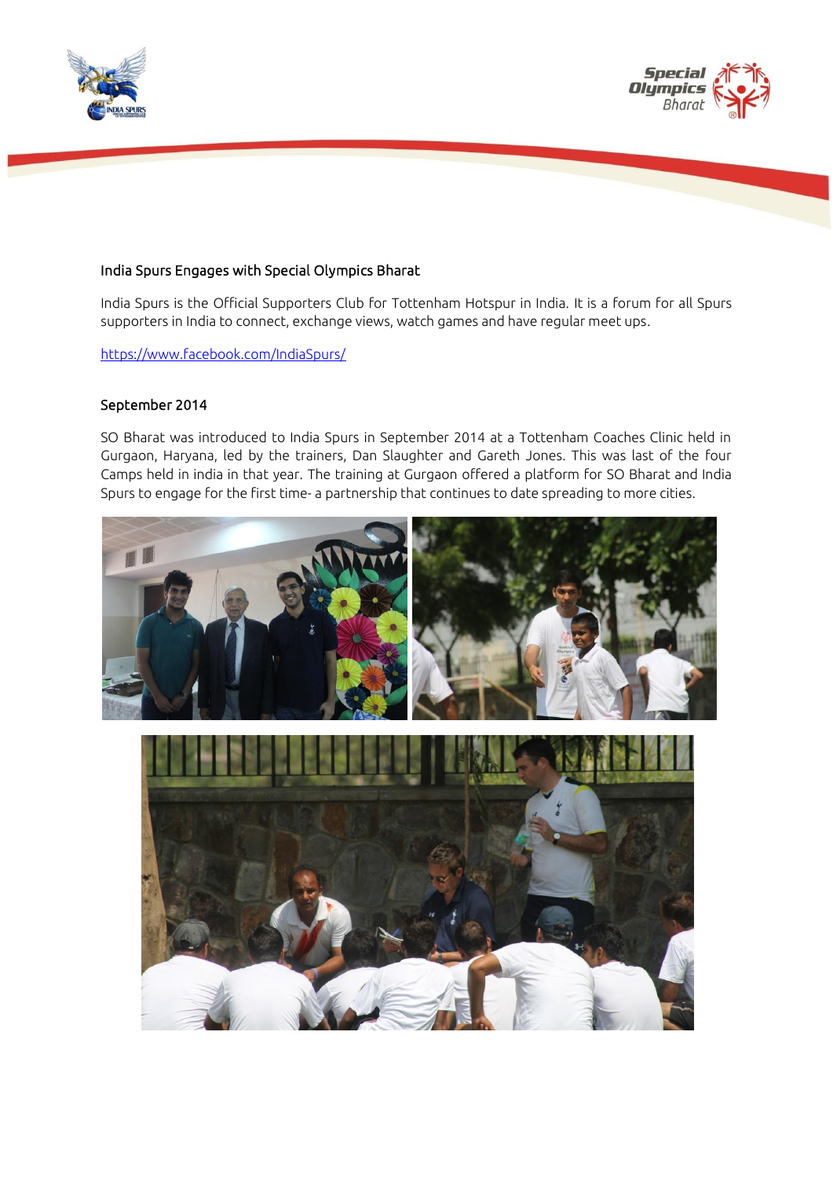### India Spurs Engages with Special Olympics Bharat

India Spurs is the Official Supporters Club for Tottenham Hotspur in India. It is a forum for all Spurs supporters in India to connect, exchange views, watch games and have regular meet ups.

https://www.facebook.com/IndiaSpurs/

### September 2014

SO Bharat was introduced to India Spurs in September 2014 at a Tottenham Coaches Clinic held in Gurgaon, Haryana, led by the trainers, Dan Slaughter and Gareth Jones. This was last of the four Camps held in india in that year. The training at Gurgaon offered a platform for SO Bharat and India Spurs to engage for the first time- a partnership that continues to date spreading to more cities.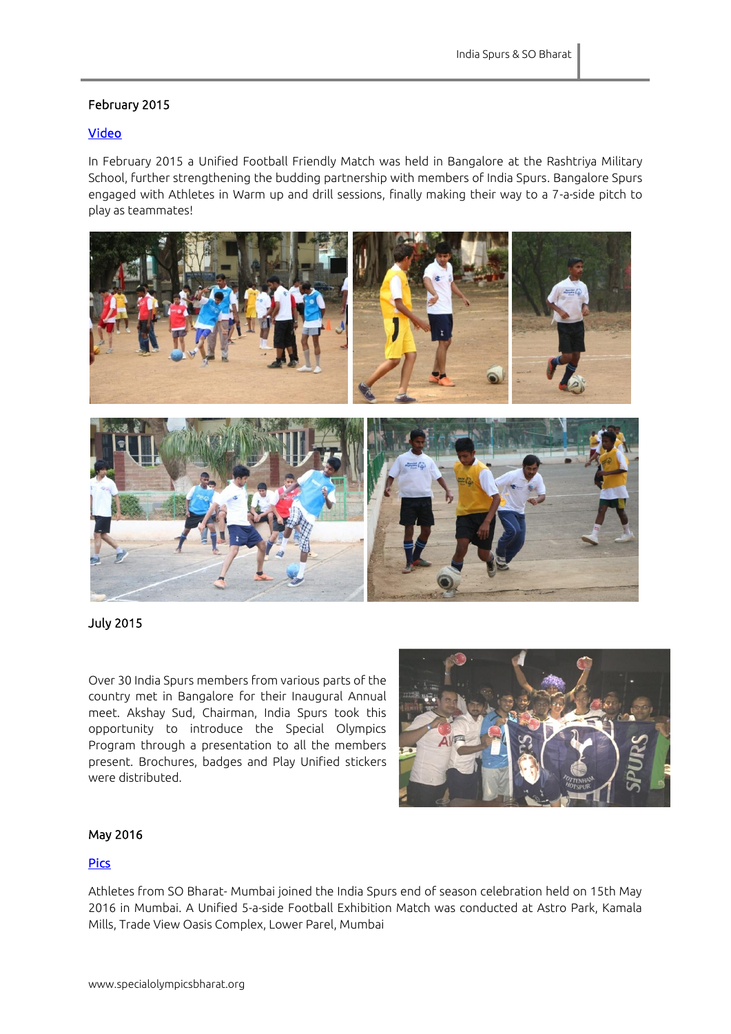February 2015

[Video]

In February 2015 a Unified Football Friendly Match was held in Bangalore at the Rashtriya Military School, further strengthening the budding partnership with members of India Spurs. Bangalore Spurs engaged with Athletes in Warm up and drill sessions, finally making their way to a 7-a-side pitch to play as teammates!

July 2015

Over 30 India Spurs members from various parts of the country met in Bangalore for their Inaugural Annual meet. Akshay Sud, Chairman, India Spurs took this opportunity to introduce the Special Olympics Program through a presentation to all the members present. Brochures, badges and Play Unified stickers were distributed.

May 2016

[Pics]

Athletes from SO Bharat- Mumbai joined the India Spurs end of season celebration held on 15th May 2016 in Mumbai. A Unified 5-a-side Football Exhibition Match was conducted at Astro Park, Kamala Mills, Trade View Oasis Complex, Lower Parel, Mumbai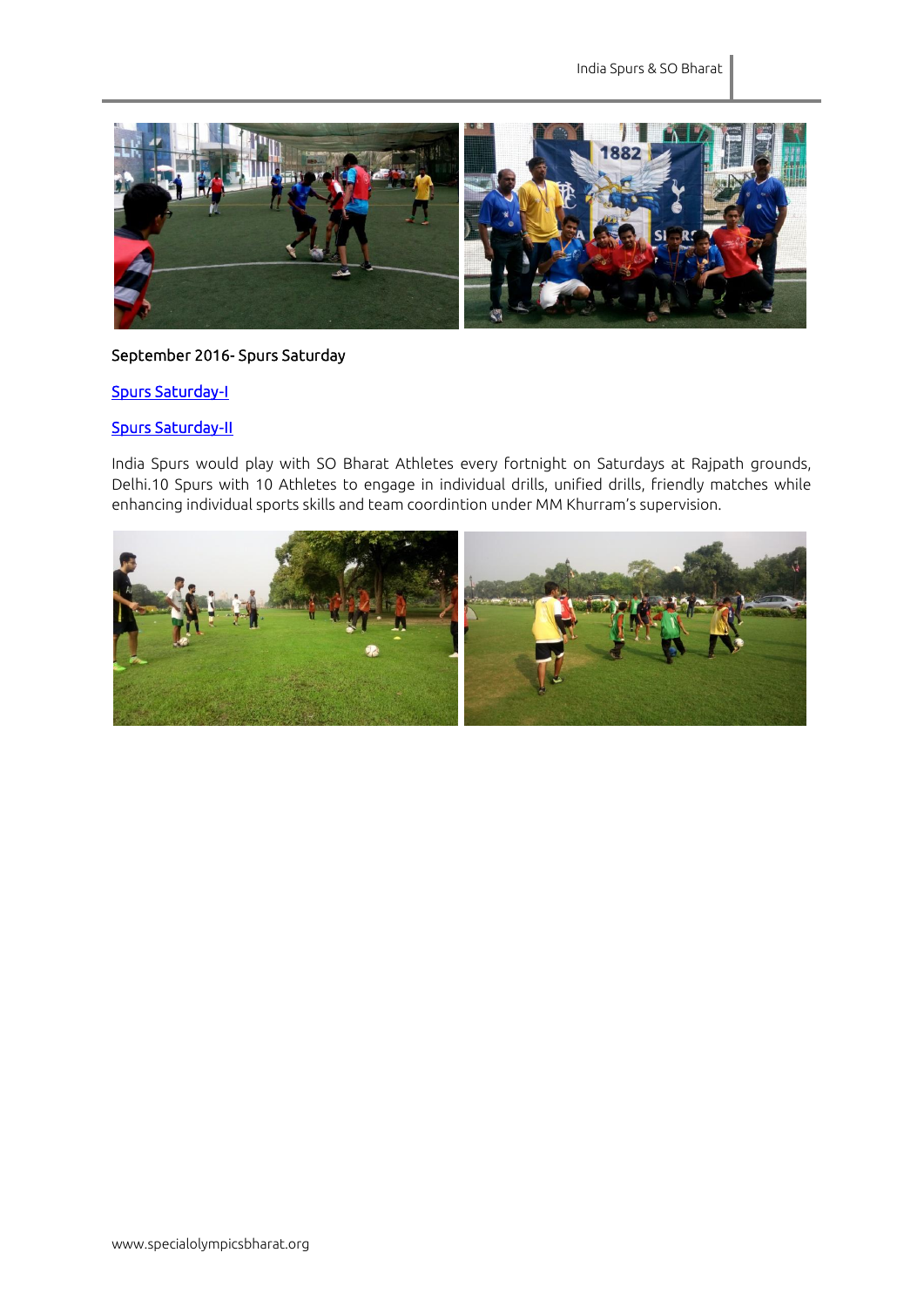September 2016- Spurs Saturday

[Spurs Saturday-I]

[Spurs Saturday-II]

India Spurs would play with SO Bharat Athletes every fortnight on Saturdays at Rajpath grounds, Delhi.10 Spurs with 10 Athletes to engage in individual drills, unified drills, friendly matches while enhancing individual sports skills and team coordintion under MM Khurram's supervision.